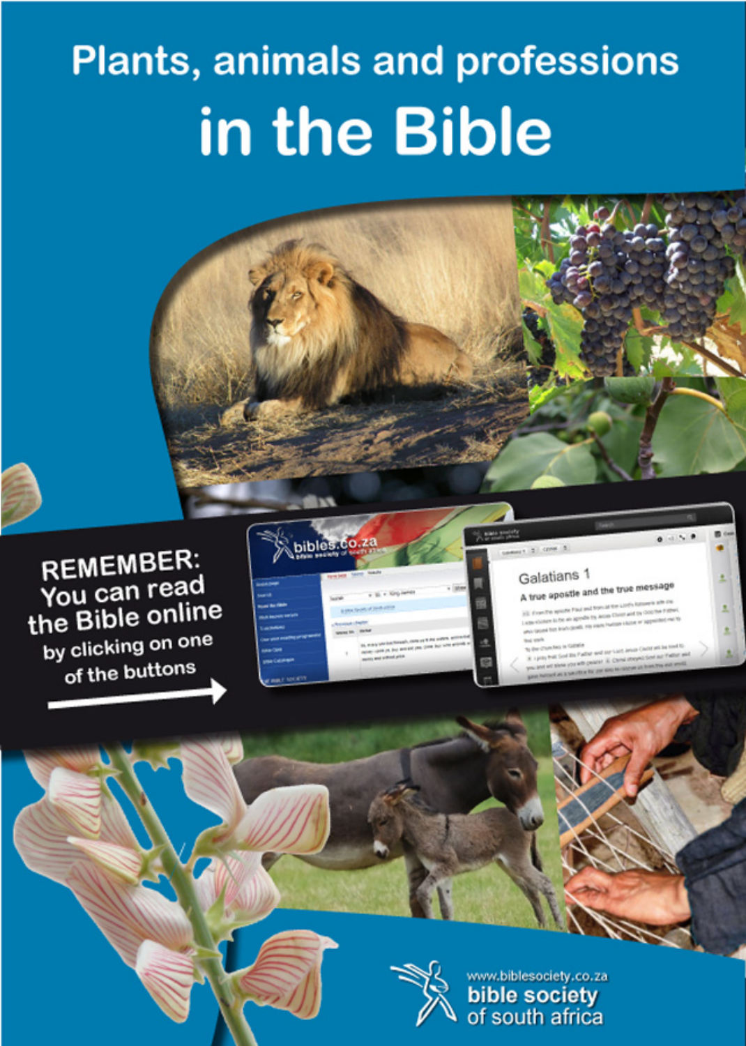# Plants, animals and professions

# in the Bible

**REMEMBER:**
You can read the Bible online by clicking on one of the buttons

www.biblesociety.co.za
bible society of south africa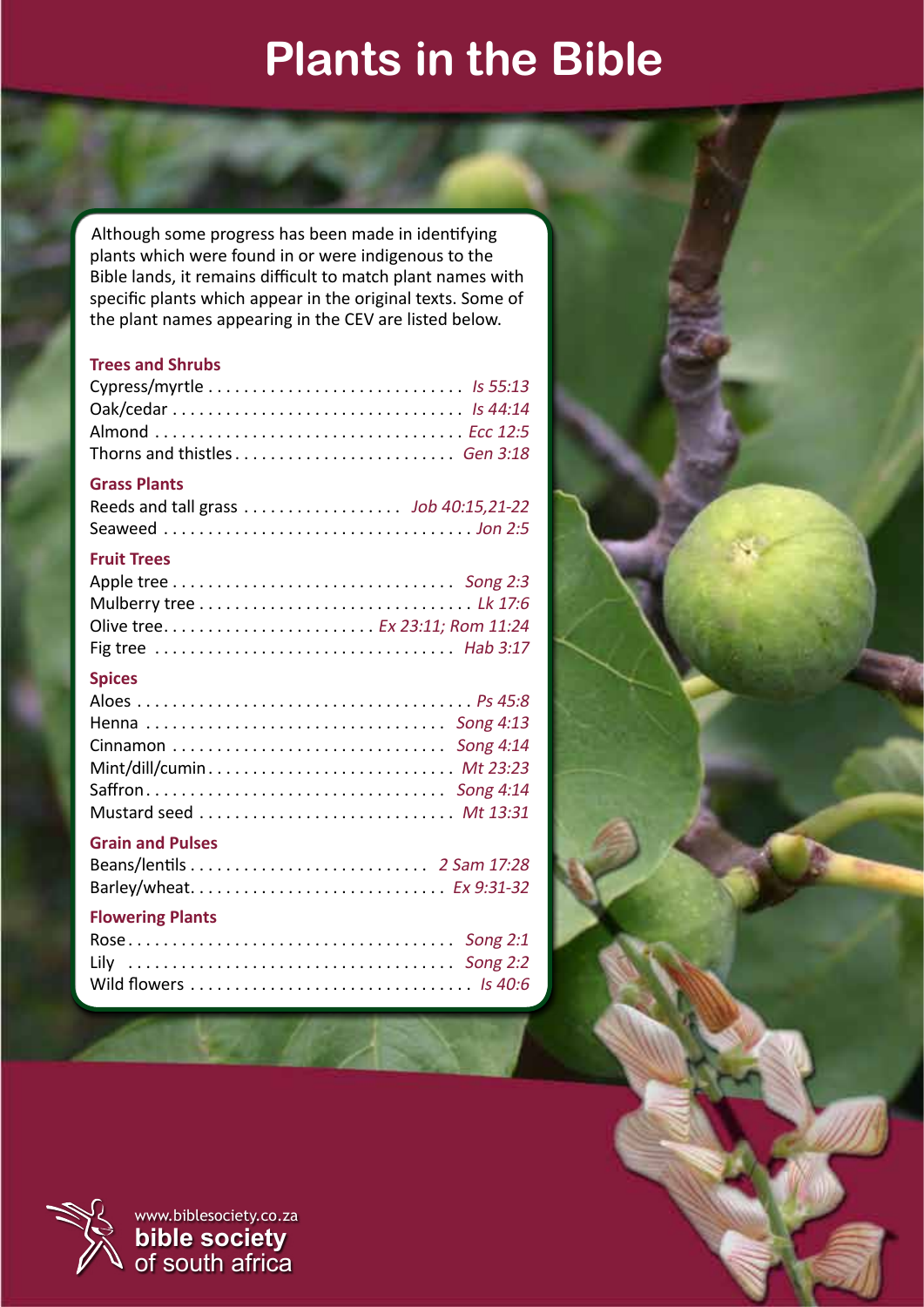# Plants in the Bible

Although some progress has been made in identifying plants which were found in or were indigenous to the Bible lands, it remains difficult to match plant names with specific plants which appear in the original texts. Some of the plant names appearing in the CEV are listed below.

## Trees and Shrubs

Cypress/myrtle . . . . . . . . . . . . . . . . . . . . . . . . . . . . . *Is 55:13*
Oak/cedar . . . . . . . . . . . . . . . . . . . . . . . . . . . . . . . . *Is 44:14*
Almond . . . . . . . . . . . . . . . . . . . . . . . . . . . . . . . . . . *Ecc 12:5*
Thorns and thistles . . . . . . . . . . . . . . . . . . . . . . . . . *Gen 3:18*

## Grass Plants

Reeds and tall grass . . . . . . . . . . . . . . . . . . *Job 40:15,21-22*
Seaweed . . . . . . . . . . . . . . . . . . . . . . . . . . . . . . . . . . *Jon 2:5*

## Fruit Trees

Apple tree . . . . . . . . . . . . . . . . . . . . . . . . . . . . . . . . *Song 2:3*
Mulberry tree . . . . . . . . . . . . . . . . . . . . . . . . . . . . . . *Lk 17:6*
Olive tree. . . . . . . . . . . . . . . . . . . . . . . . *Ex 23:11; Rom 11:24*
Fig tree . . . . . . . . . . . . . . . . . . . . . . . . . . . . . . . . . *Hab 3:17*

## Spices

Aloes . . . . . . . . . . . . . . . . . . . . . . . . . . . . . . . . . . . . . *Ps 45:8*
Henna . . . . . . . . . . . . . . . . . . . . . . . . . . . . . . . . . *Song 4:13*
Cinnamon . . . . . . . . . . . . . . . . . . . . . . . . . . . . . . *Song 4:14*
Mint/dill/cumin . . . . . . . . . . . . . . . . . . . . . . . . . . . *Mt 23:23*
Saffron . . . . . . . . . . . . . . . . . . . . . . . . . . . . . . . . . *Song 4:14*
Mustard seed . . . . . . . . . . . . . . . . . . . . . . . . . . . . *Mt 13:31*

## Grain and Pulses

Beans/lentils . . . . . . . . . . . . . . . . . . . . . . . . . . . *2 Sam 17:28*
Barley/wheat. . . . . . . . . . . . . . . . . . . . . . . . . . . . . *Ex 9:31-32*

## Flowering Plants

Rose . . . . . . . . . . . . . . . . . . . . . . . . . . . . . . . . . . . . *Song 2:1*
Lily . . . . . . . . . . . . . . . . . . . . . . . . . . . . . . . . . . . . *Song 2:2*
Wild flowers . . . . . . . . . . . . . . . . . . . . . . . . . . . . . . . *Is 40:6*

www.biblesociety.co.za
**bible society**
of south africa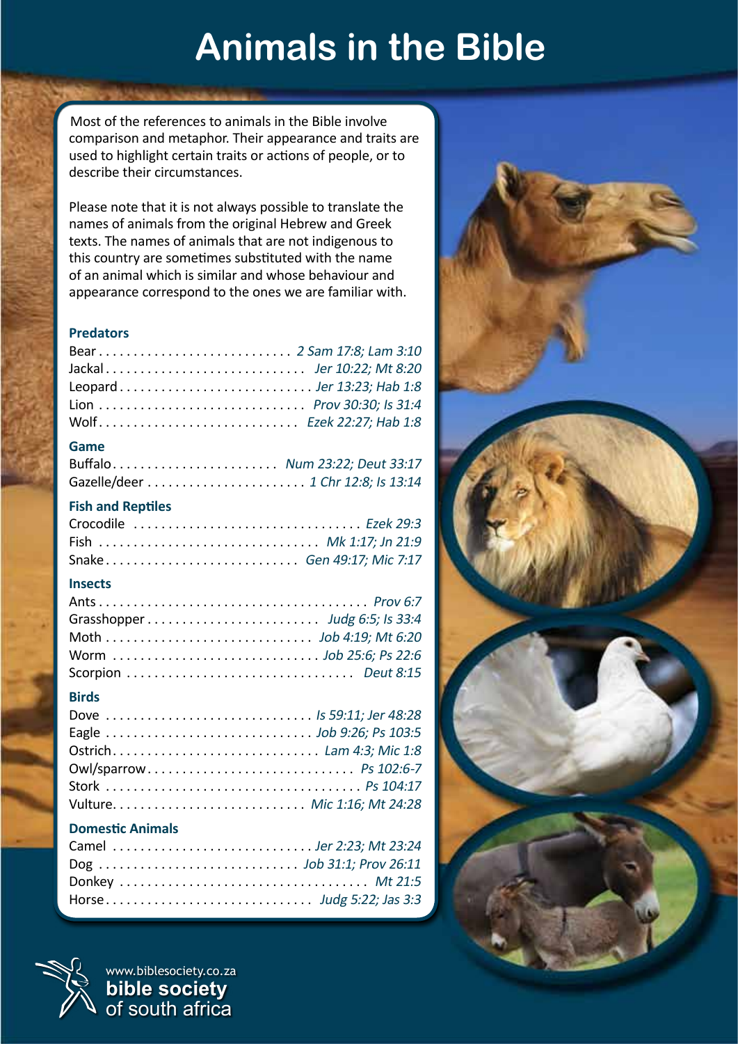# Animals in the Bible

Most of the references to animals in the Bible involve comparison and metaphor. Their appearance and traits are used to highlight certain traits or actions of people, or to describe their circumstances.

Please note that it is not always possible to translate the names of animals from the original Hebrew and Greek texts. The names of animals that are not indigenous to this country are sometimes substituted with the name of an animal which is similar and whose behaviour and appearance correspond to the ones we are familiar with.

## Predators

- Bear . . . . . . . . *2 Sam 17:8; Lam 3:10*
- Jackal . . . . . . . . *Jer 10:22; Mt 8:20*
- Leopard . . . . . . . . *Jer 13:23; Hab 1:8*
- Lion . . . . . . . . *Prov 30:30; Is 31:4*
- Wolf . . . . . . . . *Ezek 22:27; Hab 1:8*

## Game

- Buffalo . . . . . . . . *Num 23:22; Deut 33:17*
- Gazelle/deer . . . . . . . . *1 Chr 12:8; Is 13:14*

## Fish and Reptiles

- Crocodile . . . . . . . . *Ezek 29:3*
- Fish . . . . . . . . *Mk 1:17; Jn 21:9*
- Snake . . . . . . . . *Gen 49:17; Mic 7:17*

## Insects

- Ants . . . . . . . . *Prov 6:7*
- Grasshopper . . . . . . . . *Judg 6:5; Is 33:4*
- Moth . . . . . . . . *Job 4:19; Mt 6:20*
- Worm . . . . . . . . *Job 25:6; Ps 22:6*
- Scorpion . . . . . . . . *Deut 8:15*

## Birds

- Dove . . . . . . . . *Is 59:11; Jer 48:28*
- Eagle . . . . . . . . *Job 9:26; Ps 103:5*
- Ostrich . . . . . . . . *Lam 4:3; Mic 1:8*
- Owl/sparrow . . . . . . . . *Ps 102:6-7*
- Stork . . . . . . . . *Ps 104:17*
- Vulture . . . . . . . . *Mic 1:16; Mt 24:28*

## Domestic Animals

- Camel . . . . . . . . *Jer 2:23; Mt 23:24*
- Dog . . . . . . . . *Job 31:1; Prov 26:11*
- Donkey . . . . . . . . *Mt 21:5*
- Horse . . . . . . . . *Judg 5:22; Jas 3:3*

www.biblesociety.co.za
**bible society**
of south africa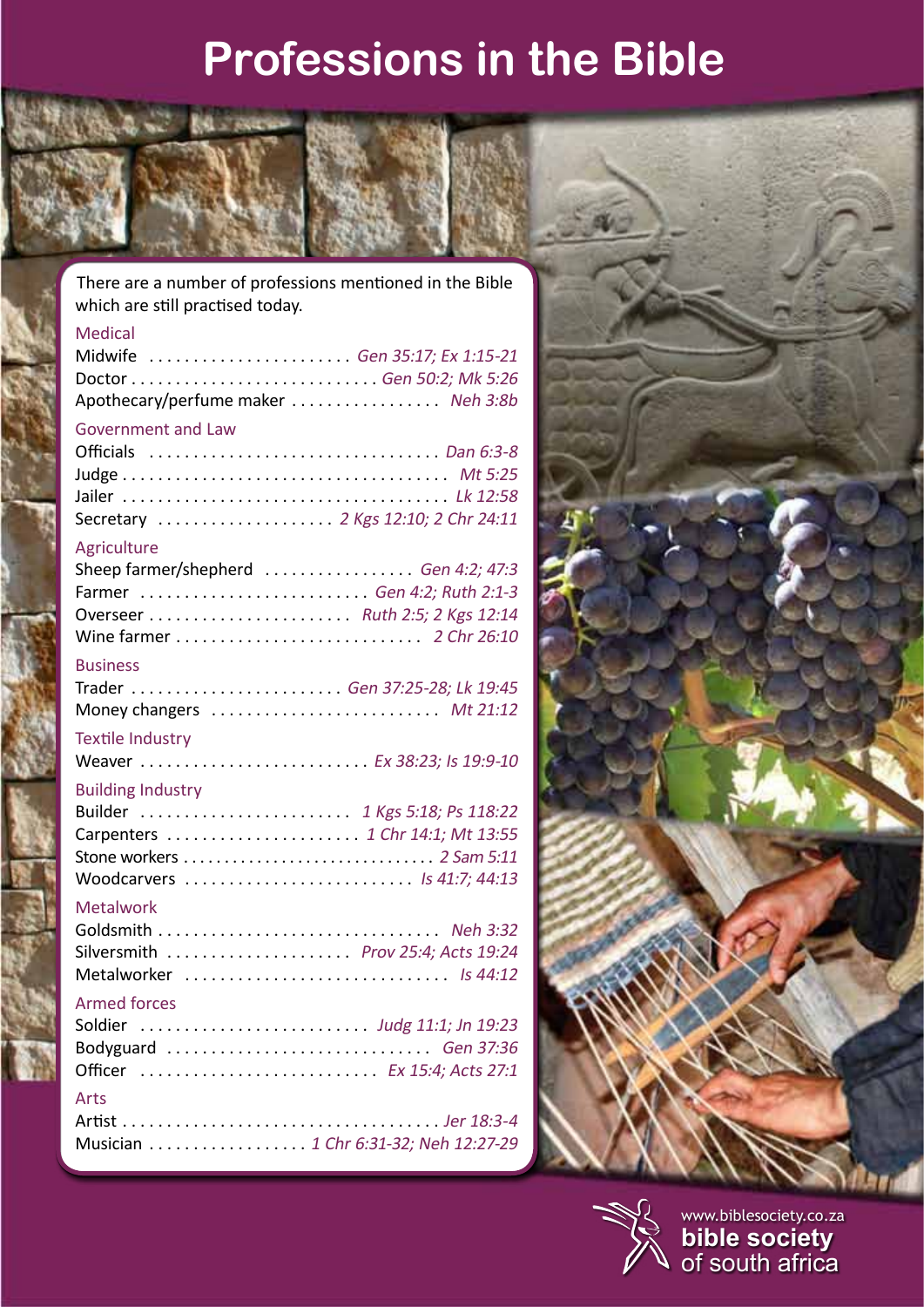# Professions in the Bible

There are a number of professions mentioned in the Bible which are still practised today.

### Medical

| | |
|---|---|
| Midwife | *Gen 35:17; Ex 1:15-21* |
| Doctor | *Gen 50:2; Mk 5:26* |
| Apothecary/perfume maker | *Neh 3:8b* |

### Government and Law

| | |
|---|---|
| Officials | *Dan 6:3-8* |
| Judge | *Mt 5:25* |
| Jailer | *Lk 12:58* |
| Secretary | *2 Kgs 12:10; 2 Chr 24:11* |

### Agriculture

| | |
|---|---|
| Sheep farmer/shepherd | *Gen 4:2; 47:3* |
| Farmer | *Gen 4:2; Ruth 2:1-3* |
| Overseer | *Ruth 2:5; 2 Kgs 12:14* |
| Wine farmer | *2 Chr 26:10* |

### Business

| | |
|---|---|
| Trader | *Gen 37:25-28; Lk 19:45* |
| Money changers | *Mt 21:12* |

### Textile Industry

| | |
|---|---|
| Weaver | *Ex 38:23; Is 19:9-10* |

### Building Industry

| | |
|---|---|
| Builder | *1 Kgs 5:18; Ps 118:22* |
| Carpenters | *1 Chr 14:1; Mt 13:55* |
| Stone workers | *2 Sam 5:11* |
| Woodcarvers | *Is 41:7; 44:13* |

### Metalwork

| | |
|---|---|
| Goldsmith | *Neh 3:32* |
| Silversmith | *Prov 25:4; Acts 19:24* |
| Metalworker | *Is 44:12* |

### Armed forces

| | |
|---|---|
| Soldier | *Judg 11:1; Jn 19:23* |
| Bodyguard | *Gen 37:36* |
| Officer | *Ex 15:4; Acts 27:1* |

### Arts

| | |
|---|---|
| Artist | *Jer 18:3-4* |
| Musician | *1 Chr 6:31-32; Neh 12:27-29* |

www.biblesociety.co.za
**bible society**
of south africa